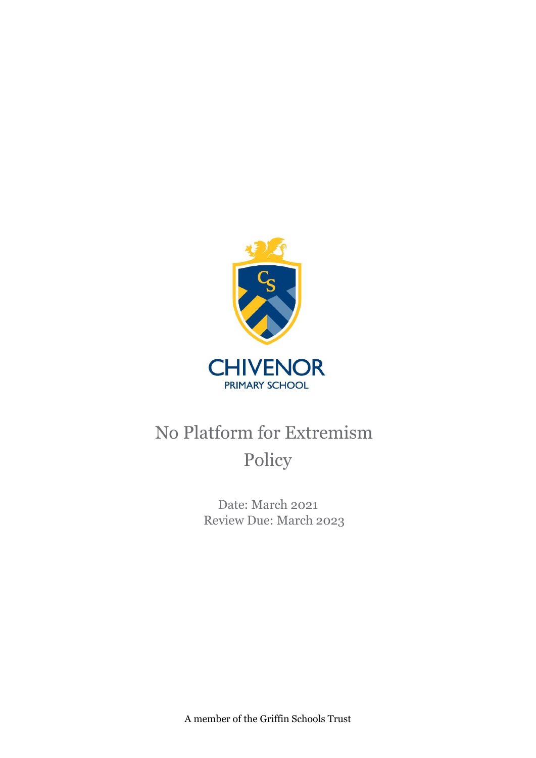CHIVENOR

PRIMARY SCHOOL

# No Platform for Extremism Policy

Date: March 2021

Review Due: March 2023

A member of the Griffin Schools Trust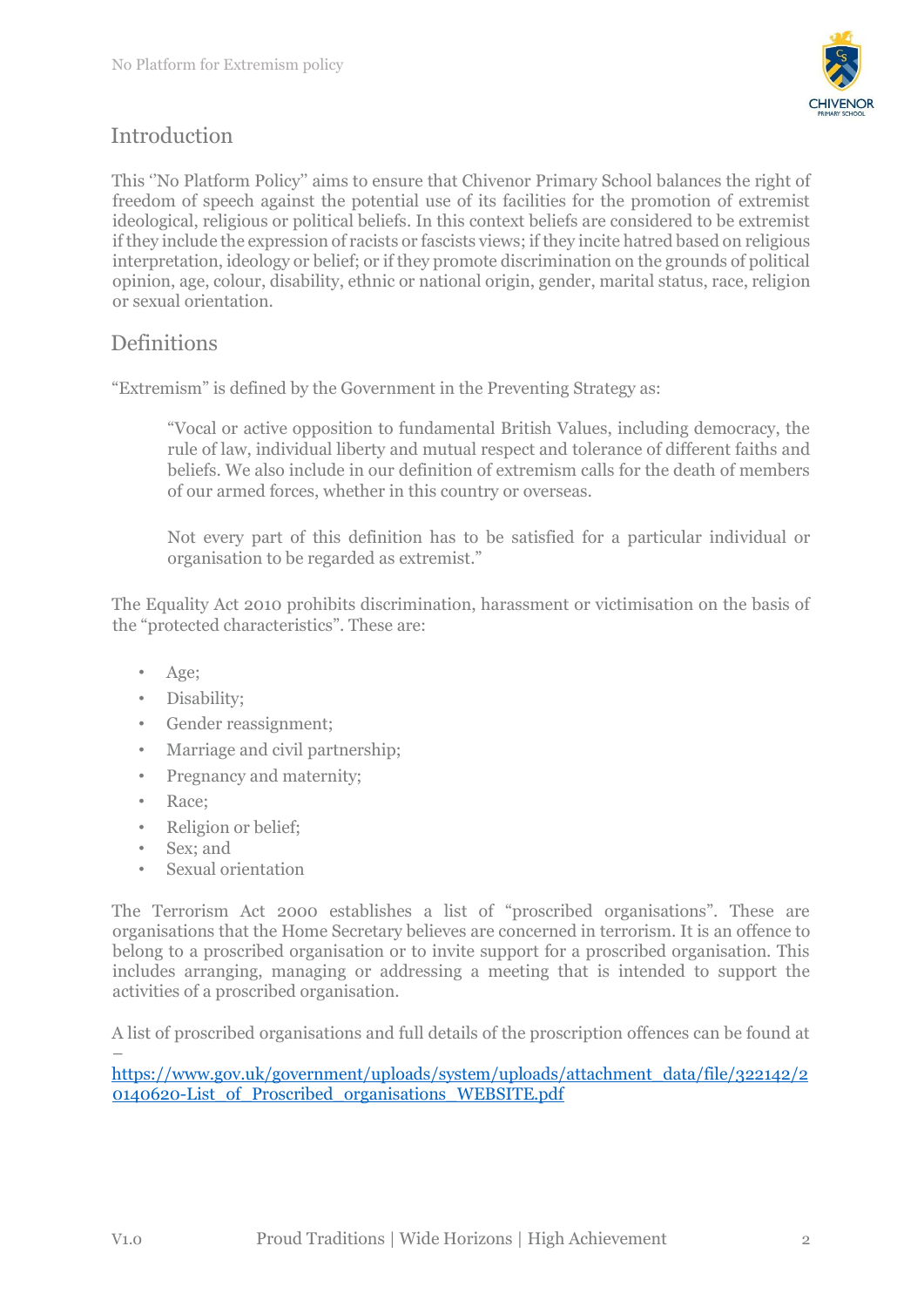## Introduction

This ''No Platform Policy'' aims to ensure that Chivenor Primary School balances the right of freedom of speech against the potential use of its facilities for the promotion of extremist ideological, religious or political beliefs. In this context beliefs are considered to be extremist if they include the expression of racists or fascists views; if they incite hatred based on religious interpretation, ideology or belief; or if they promote discrimination on the grounds of political opinion, age, colour, disability, ethnic or national origin, gender, marital status, race, religion or sexual orientation.

## Definitions

"Extremism" is defined by the Government in the Preventing Strategy as:

> "Vocal or active opposition to fundamental British Values, including democracy, the rule of law, individual liberty and mutual respect and tolerance of different faiths and beliefs. We also include in our definition of extremism calls for the death of members of our armed forces, whether in this country or overseas.
>
> Not every part of this definition has to be satisfied for a particular individual or organisation to be regarded as extremist."

The Equality Act 2010 prohibits discrimination, harassment or victimisation on the basis of the "protected characteristics". These are:

- Age;
- Disability;
- Gender reassignment;
- Marriage and civil partnership;
- Pregnancy and maternity;
- Race;
- Religion or belief;
- Sex; and
- Sexual orientation

The Terrorism Act 2000 establishes a list of "proscribed organisations". These are organisations that the Home Secretary believes are concerned in terrorism. It is an offence to belong to a proscribed organisation or to invite support for a proscribed organisation. This includes arranging, managing or addressing a meeting that is intended to support the activities of a proscribed organisation.

A list of proscribed organisations and full details of the proscription offences can be found at – https://www.gov.uk/government/uploads/system/uploads/attachment_data/file/322142/20140620-List_of_Proscribed_organisations_WEBSITE.pdf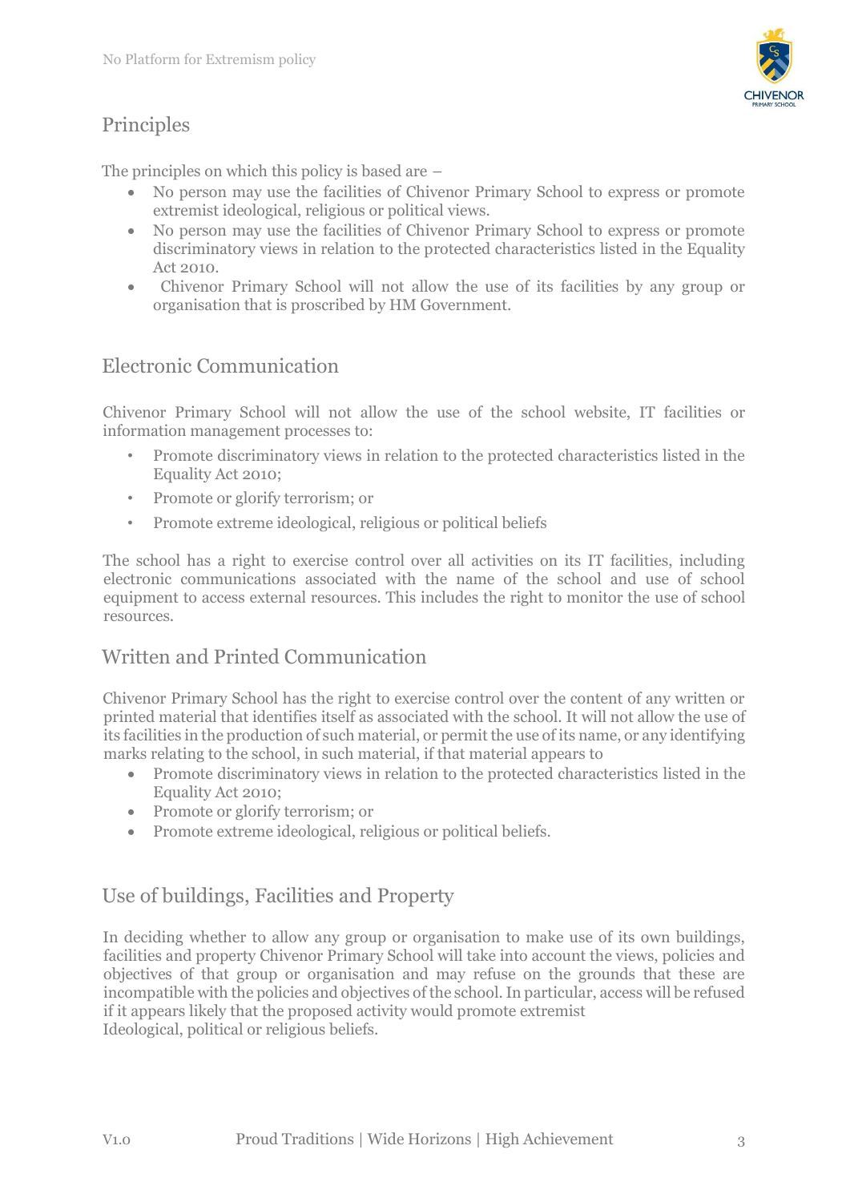## Principles

The principles on which this policy is based are –

- No person may use the facilities of Chivenor Primary School to express or promote extremist ideological, religious or political views.
- No person may use the facilities of Chivenor Primary School to express or promote discriminatory views in relation to the protected characteristics listed in the Equality Act 2010.
- Chivenor Primary School will not allow the use of its facilities by any group or organisation that is proscribed by HM Government.

## Electronic Communication

Chivenor Primary School will not allow the use of the school website, IT facilities or information management processes to:

- Promote discriminatory views in relation to the protected characteristics listed in the Equality Act 2010;
- Promote or glorify terrorism; or
- Promote extreme ideological, religious or political beliefs

The school has a right to exercise control over all activities on its IT facilities, including electronic communications associated with the name of the school and use of school equipment to access external resources. This includes the right to monitor the use of school resources.

## Written and Printed Communication

Chivenor Primary School has the right to exercise control over the content of any written or printed material that identifies itself as associated with the school. It will not allow the use of its facilities in the production of such material, or permit the use of its name, or any identifying marks relating to the school, in such material, if that material appears to

- Promote discriminatory views in relation to the protected characteristics listed in the Equality Act 2010;
- Promote or glorify terrorism; or
- Promote extreme ideological, religious or political beliefs.

## Use of buildings, Facilities and Property

In deciding whether to allow any group or organisation to make use of its own buildings, facilities and property Chivenor Primary School will take into account the views, policies and objectives of that group or organisation and may refuse on the grounds that these are incompatible with the policies and objectives of the school. In particular, access will be refused if it appears likely that the proposed activity would promote extremist Ideological, political or religious beliefs.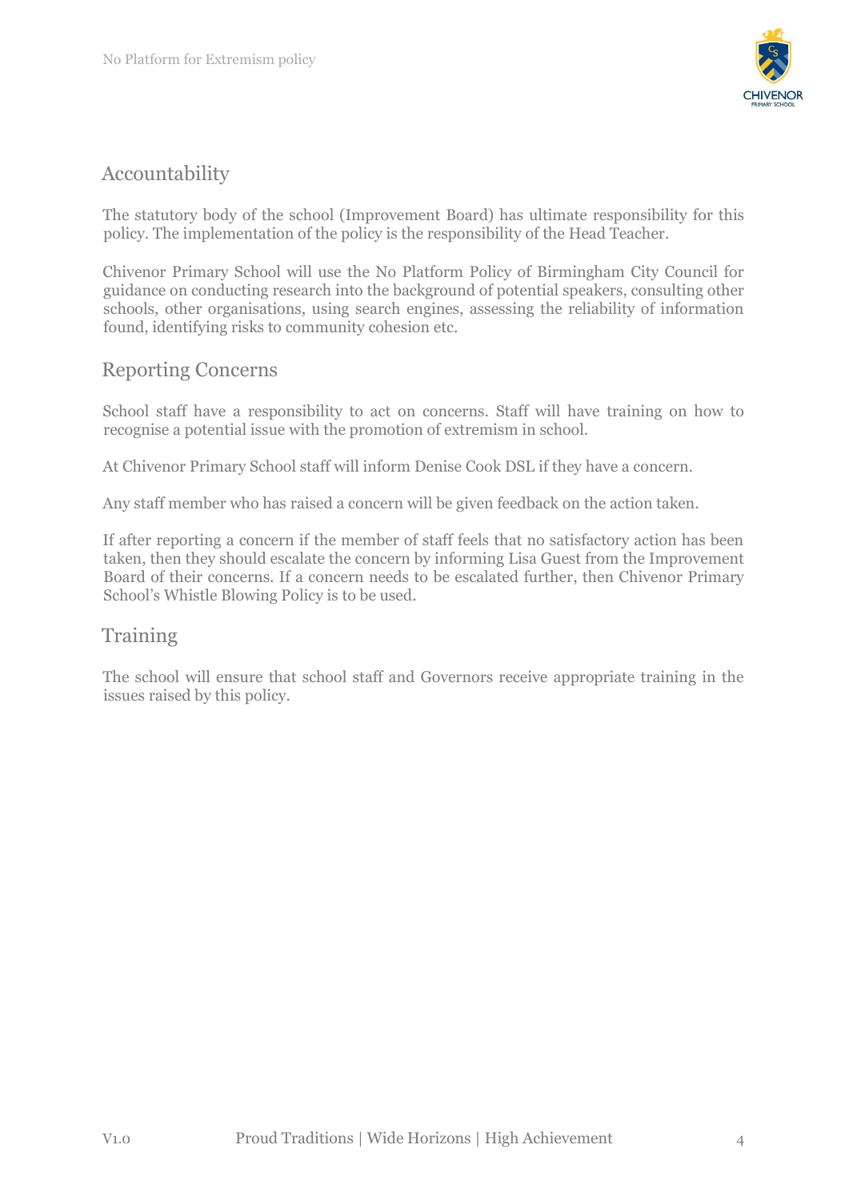## Accountability

The statutory body of the school (Improvement Board) has ultimate responsibility for this policy. The implementation of the policy is the responsibility of the Head Teacher.

Chivenor Primary School will use the No Platform Policy of Birmingham City Council for guidance on conducting research into the background of potential speakers, consulting other schools, other organisations, using search engines, assessing the reliability of information found, identifying risks to community cohesion etc.

## Reporting Concerns

School staff have a responsibility to act on concerns. Staff will have training on how to recognise a potential issue with the promotion of extremism in school.

At Chivenor Primary School staff will inform Denise Cook DSL if they have a concern.

Any staff member who has raised a concern will be given feedback on the action taken.

If after reporting a concern if the member of staff feels that no satisfactory action has been taken, then they should escalate the concern by informing Lisa Guest from the Improvement Board of their concerns. If a concern needs to be escalated further, then Chivenor Primary School's Whistle Blowing Policy is to be used.

## Training

The school will ensure that school staff and Governors receive appropriate training in the issues raised by this policy.